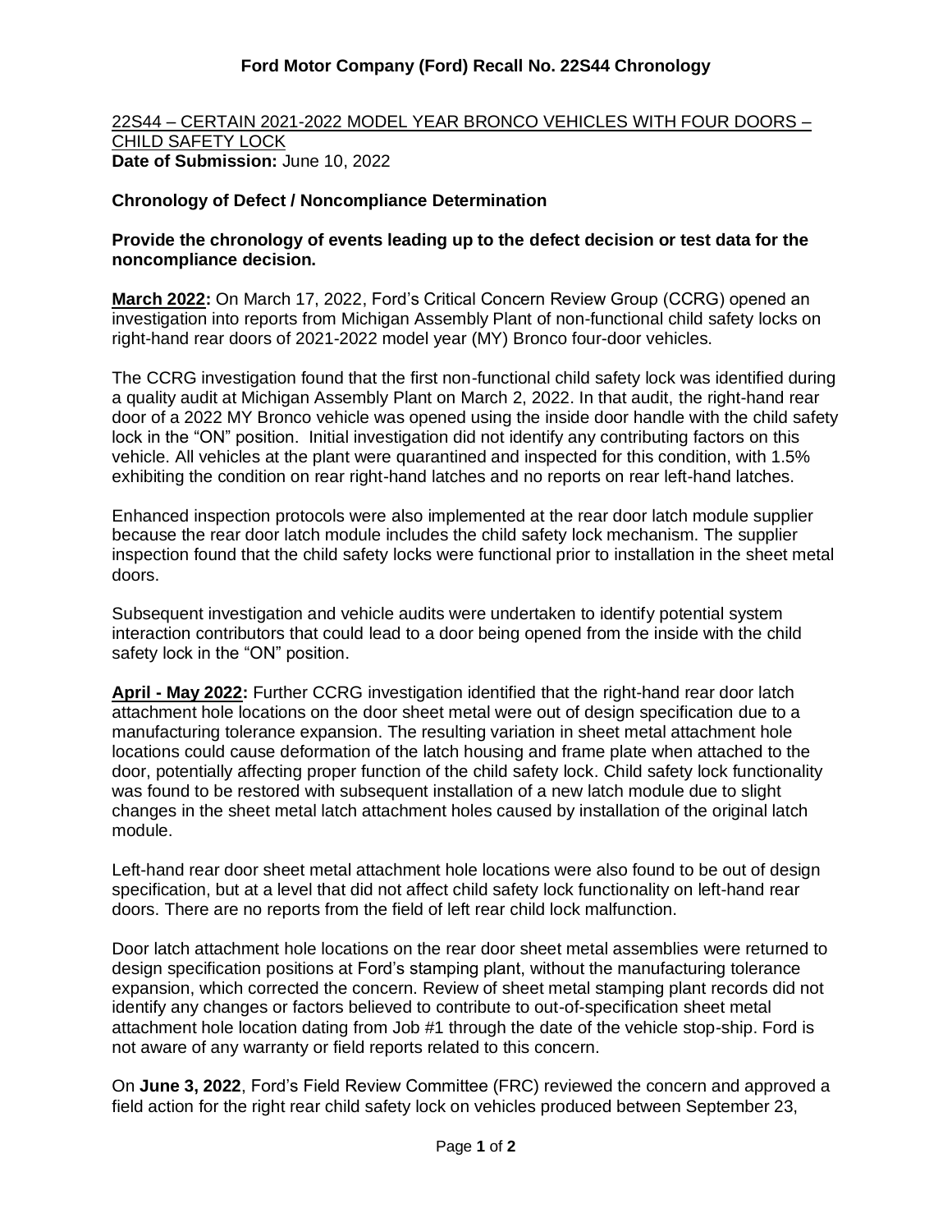# Ford Motor Company (Ford) Recall No. 22S44 Chronology

22S44 – CERTAIN 2021-2022 MODEL YEAR BRONCO VEHICLES WITH FOUR DOORS – CHILD SAFETY LOCK

**Date of Submission:** June 10, 2022

## Chronology of Defect / Noncompliance Determination

**Provide the chronology of events leading up to the defect decision or test data for the noncompliance decision.**

**March 2022:** On March 17, 2022, Ford's Critical Concern Review Group (CCRG) opened an investigation into reports from Michigan Assembly Plant of non-functional child safety locks on right-hand rear doors of 2021-2022 model year (MY) Bronco four-door vehicles.

The CCRG investigation found that the first non-functional child safety lock was identified during a quality audit at Michigan Assembly Plant on March 2, 2022. In that audit, the right-hand rear door of a 2022 MY Bronco vehicle was opened using the inside door handle with the child safety lock in the "ON" position. Initial investigation did not identify any contributing factors on this vehicle. All vehicles at the plant were quarantined and inspected for this condition, with 1.5% exhibiting the condition on rear right-hand latches and no reports on rear left-hand latches.

Enhanced inspection protocols were also implemented at the rear door latch module supplier because the rear door latch module includes the child safety lock mechanism. The supplier inspection found that the child safety locks were functional prior to installation in the sheet metal doors.

Subsequent investigation and vehicle audits were undertaken to identify potential system interaction contributors that could lead to a door being opened from the inside with the child safety lock in the "ON" position.

**April - May 2022:** Further CCRG investigation identified that the right-hand rear door latch attachment hole locations on the door sheet metal were out of design specification due to a manufacturing tolerance expansion. The resulting variation in sheet metal attachment hole locations could cause deformation of the latch housing and frame plate when attached to the door, potentially affecting proper function of the child safety lock. Child safety lock functionality was found to be restored with subsequent installation of a new latch module due to slight changes in the sheet metal latch attachment holes caused by installation of the original latch module.

Left-hand rear door sheet metal attachment hole locations were also found to be out of design specification, but at a level that did not affect child safety lock functionality on left-hand rear doors. There are no reports from the field of left rear child lock malfunction.

Door latch attachment hole locations on the rear door sheet metal assemblies were returned to design specification positions at Ford's stamping plant, without the manufacturing tolerance expansion, which corrected the concern. Review of sheet metal stamping plant records did not identify any changes or factors believed to contribute to out-of-specification sheet metal attachment hole location dating from Job #1 through the date of the vehicle stop-ship. Ford is not aware of any warranty or field reports related to this concern.

On **June 3, 2022**, Ford's Field Review Committee (FRC) reviewed the concern and approved a field action for the right rear child safety lock on vehicles produced between September 23,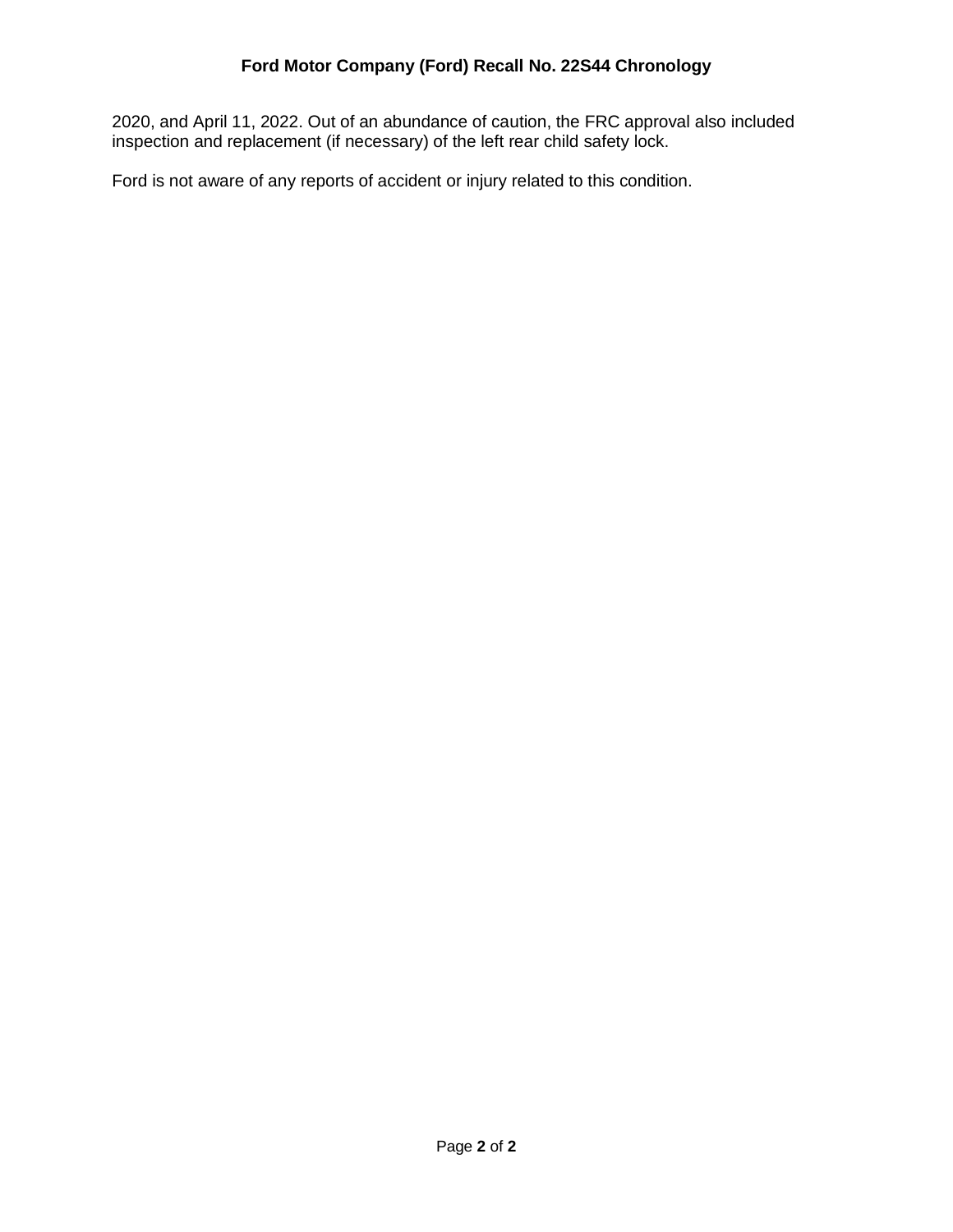2020, and April 11, 2022. Out of an abundance of caution, the FRC approval also included inspection and replacement (if necessary) of the left rear child safety lock.

Ford is not aware of any reports of accident or injury related to this condition.